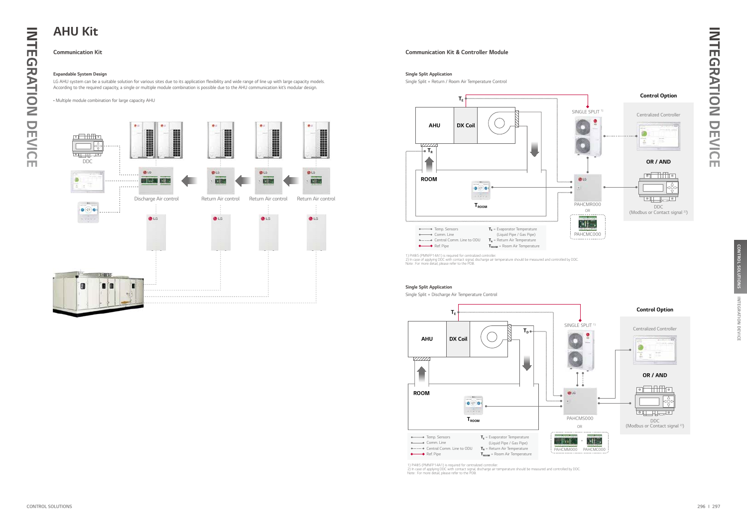# AHU Kit

## Communication Kit

### Expandable System Design

LG AHU system can be a suitable solution for various sites due to its application flexibility and wide range of line up with large capacity models. According to the required capacity, a single or multiple module combination is possible due to the AHU communication kit's modular design.

- Multiple module combination for large capacity AHU

DDC

Discharge Air control

Return Air control

Return Air control

Return Air control

## Communication Kit & Controller Module

### Single Split Application

Single Split + Return / Room Air Temperature Control

$T_E$

AHU

DX Coil

$T_R$

ROOM

$T_{ROOM}$

SINGLE SPLIT [1]

PAHCMR000

OR

PAHCMC000

**Control Option**

Centralized Controller

**OR / AND**

DDC (Modbus or Contact signal [2])

- Temp. Sensors
- Comm. Line
- Central Comm. Line to ODU
- Ref. Pipe

$T_E$ = Evaporator Temperature (Liquid Pipe / Gas Pipe)

$T_R$ = Return Air Temperature

$T_{ROOM}$ = Room Air Temperature

1) PI485 (PMNFP14A1) is required for centralized controller.
2) In case of applying DDC with contact signal, discharge air temperature should be measured and controlled by DDC.
Note : For more detail, please refer to the PDB.

### Single Split Application

Single Split + Discharge Air Temperature Control

$T_E$

AHU

DX Coil

$T_D$

ROOM

$T_{ROOM}$

SINGLE SPLIT [1]

PAHCMS000

OR

PAHCMM000 + PAHCMC000

**Control Option**

Centralized Controller

**OR / AND**

DDC (Modbus or Contact signal [2])

- Temp. Sensors
- Comm. Line
- Central Comm. Line to ODU
- Ref. Pipe

$T_E$ = Evaporator Temperature (Liquid Pipe / Gas Pipe)

$T_R$ = Return Air Temperature

$T_{ROOM}$ = Room Air Temperature

1) PI485 (PMNFP14A1) is required for centralized controller.
2) In case of applying DDC with contact signal, discharge air temperature should be measured and controlled by DDC.
Note : For more detail, please refer to the PDB.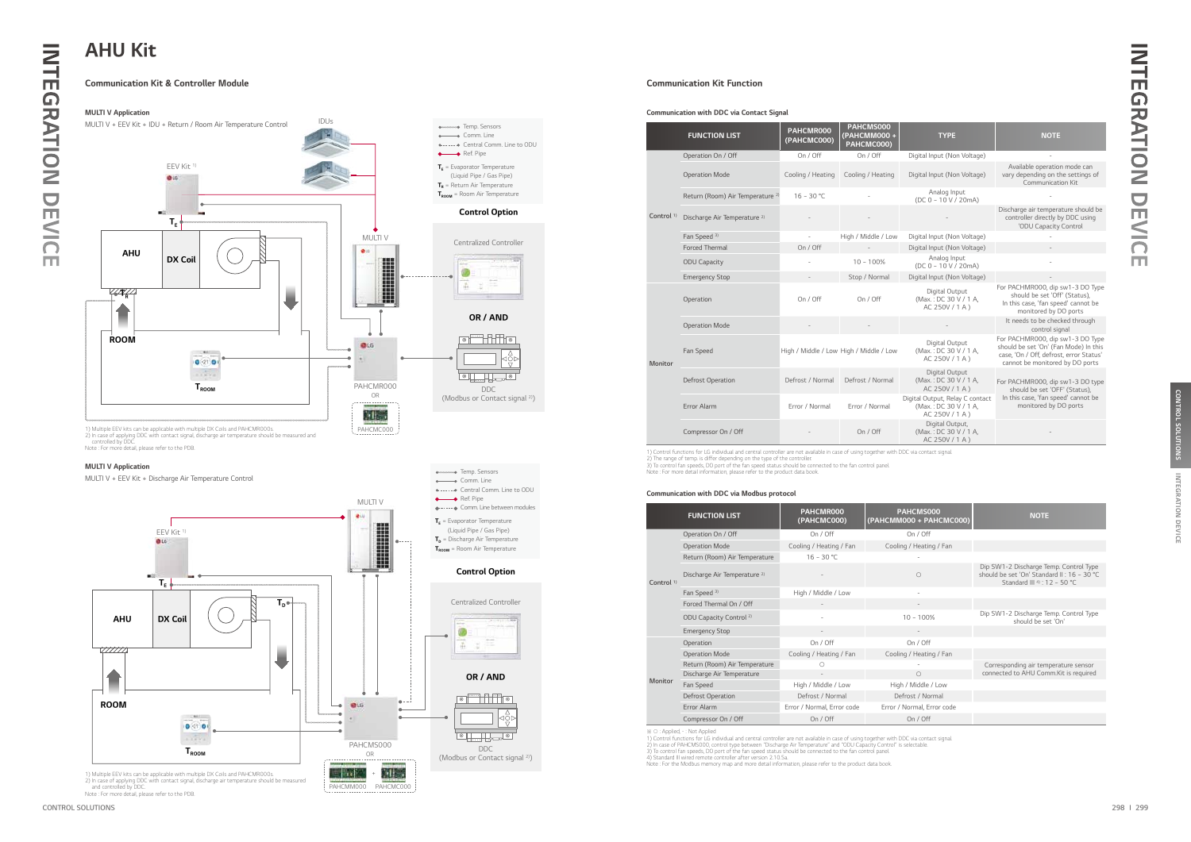# AHU Kit

## Communication Kit & Controller Module

**MULTI V Application**

MULTI V + EEV Kit + IDU + Return / Room Air Temperature Control

IDUs
EEV Kit 1)
$T_E$
AHU
DX Coil
ROOM
$T_{ROOM}$
MULTI V
PAHCMR000
OR
PAHCMC000

Temp. Sensors
Comm. Line
Central Comm. Line to ODU
Ref. Pipe

$T_E$ = Evaporator Temperature (Liquid Pipe / Gas Pipe)
$T_R$ = Return Air Temperature
$T_{ROOM}$ = Room Air Temperature

**Control Option**

Centralized Controller

**OR / AND**

DDC
(Modbus or Contact signal 2))

1) Multiple EEV kits can be applicable with multiple DX Coils and PAHCMR000s.
2) In case of applying DDC with contact signal, discharge air temperature should be measured and controlled by DDC.
Note : For more detail, please refer to the PDB.

**MULTI V Application**

MULTI V + EEV Kit + Discharge Air Temperature Control

EEV Kit 1)
$T_E$
$T_D$
AHU
DX Coil
ROOM
$T_{ROOM}$
MULTI V
PAHCMS000
OR
PAHCMM000 + PAHCMC000

Temp. Sensors
Comm. Line
Central Comm. Line to ODU
Ref. Pipe
Comm. Line between modules

$T_E$ = Evaporator Temperature (Liquid Pipe / Gas Pipe)
$T_D$ = Discharge Air Temperature
$T_{ROOM}$ = Room Air Temperature

**Control Option**

Centralized Controller

**OR / AND**

DDC
(Modbus or Contact signal 2))

1) Multiple EEV kits can be applicable with multiple DX Coils and PAHCMR000s.
2) In case of applying DDC with contact signal, discharge air temperature should be measured and controlled by DDC.
Note : For more detail, please refer to the PDB.

## Communication Kit Function

**Communication with DDC via Contact Signal**

| | FUNCTION LIST | PAHCMR000 (PAHCMC000) | PAHCMS000 (PAHCMM000 + PAHCMC000) | TYPE | NOTE |
|---|---|---|---|---|---|
| Control 1) | Operation On / Off | On / Off | On / Off | Digital Input (Non Voltage) | - |
| | Operation Mode | Cooling / Heating | Cooling / Heating | Digital Input (Non Voltage) | Available operation mode can vary depending on the settings of Communication Kit |
| | Return (Room) Air Temperature 2) | 16 ~ 30 °C | - | Analog Input (DC 0 ~ 10 V / 20mA) | - |
| | Discharge Air Temperature 2) | - | - | - | Discharge air temperature should be controller directly by DDC using 'ODU Capacity Control |
| | Fan Speed 3) | - | High / Middle / Low | Digital Input (Non Voltage) | - |
| | Forced Thermal | On / Off | - | Digital Input (Non Voltage) | - |
| | ODU Capacity | - | 10 ~ 100% | Analog Input (DC 0 ~ 10 V / 20mA) | - |
| | Emergency Stop | - | Stop / Normal | Digital Input (Non Voltage) | - |
| Monitor | Operation | On / Off | On / Off | Digital Output (Max. : DC 30 V / 1 A, AC 250V / 1 A ) | For PACHMR000, dip sw1-3 DO Type should be set 'Off' (Status), In this case, 'fan speed' cannot be monitored by DO ports |
| | Operation Mode | - | - | - | It needs to be checked through control signal |
| | Fan Speed | High / Middle / Low | High / Middle / Low | Digital Output (Max. : DC 30 V / 1 A, AC 250V / 1 A ) | For PACHMR000, dip sw1-3 DO Type should be set 'On' (Fan Mode) In this case, 'On / Off, defrost, error Status' cannot be monitored by DO ports |
| | Defrost Operation | Defrost / Normal | Defrost / Normal | Digital Output (Max. : DC 30 V / 1 A, AC 250V / 1 A ) | For PACHMR000, dip sw1-3 DO type should be set 'OFF' (Status), In this case, 'fan speed' cannot be monitored by DO ports |
| | Error Alarm | Error / Normal | Error / Normal | Digital Output, Relay C contact (Max. : DC 30 V / 1 A, AC 250V / 1 A ) | |
| | Compressor On / Off | - | On / Off | Digital Output, (Max. : DC 30 V / 1 A, AC 250V / 1 A ) | - |

1) Control functions for LG individual and central controller are not available in case of using together with DDC via contact signal.
2) The range of temp. is differ depending on the type of the controller.
3) To control fan speeds, DO port of the fan speed status should be connected to the fan control panel.
Note : For more detail information, please refer to the product data book.

**Communication with DDC via Modbus protocol**

| | FUNCTION LIST | PAHCMR000 (PAHCMC000) | PAHCMS000 (PAHCMM000 + PAHCMC000) | NOTE |
|---|---|---|---|---|
| Control 1) | Operation On / Off | On / Off | On / Off | |
| | Operation Mode | Cooling / Heating / Fan | Cooling / Heating / Fan | |
| | Return (Room) Air Temperature | 16 ~ 30 °C | - | |
| | Discharge Air Temperature 2) | - | ○ | Dip SW1-2 Discharge Temp. Control Type should be set 'On' Standard II : 16 ~ 30 °C Standard III 4) : 12 ~ 50 °C |
| | Fan Speed 3) | High / Middle / Low | - | |
| | Forced Thermal On / Off | - | - | |
| | ODU Capacity Control 2) | - | 10 ~ 100% | Dip SW1-2 Discharge Temp. Control Type should be set 'On' |
| | Emergency Stop | - | - | |
| Monitor | Operation | On / Off | On / Off | |
| | Operation Mode | Cooling / Heating / Fan | Cooling / Heating / Fan | |
| | Return (Room) Air Temperature | ○ | - | Corresponding air temperature sensor connected to AHU Comm.Kit is required |
| | Discharge Air Temperature | - | ○ | |
| | Fan Speed | High / Middle / Low | High / Middle / Low | |
| | Defrost Operation | Defrost / Normal | Defrost / Normal | |
| | Error Alarm | Error / Normal, Error code | Error / Normal, Error code | |
| | Compressor On / Off | On / Off | On / Off | |

※ ○ : Applied, - : Not Applied
1) Control functions for LG individual and central controller are not available in case of using together with DDC via contact signal.
2) In case of PAHCMS000, control type between "Discharge Air Temperature" and "ODU Capacity Control" is selectable.
3) To control fan speeds, DO port of the fan speed status should be connected to the fan control panel.
4) Standard III wired remote controller after version 2.10.5a.
Note : For the Modbus memory map and more detail information, please refer to the product data book.